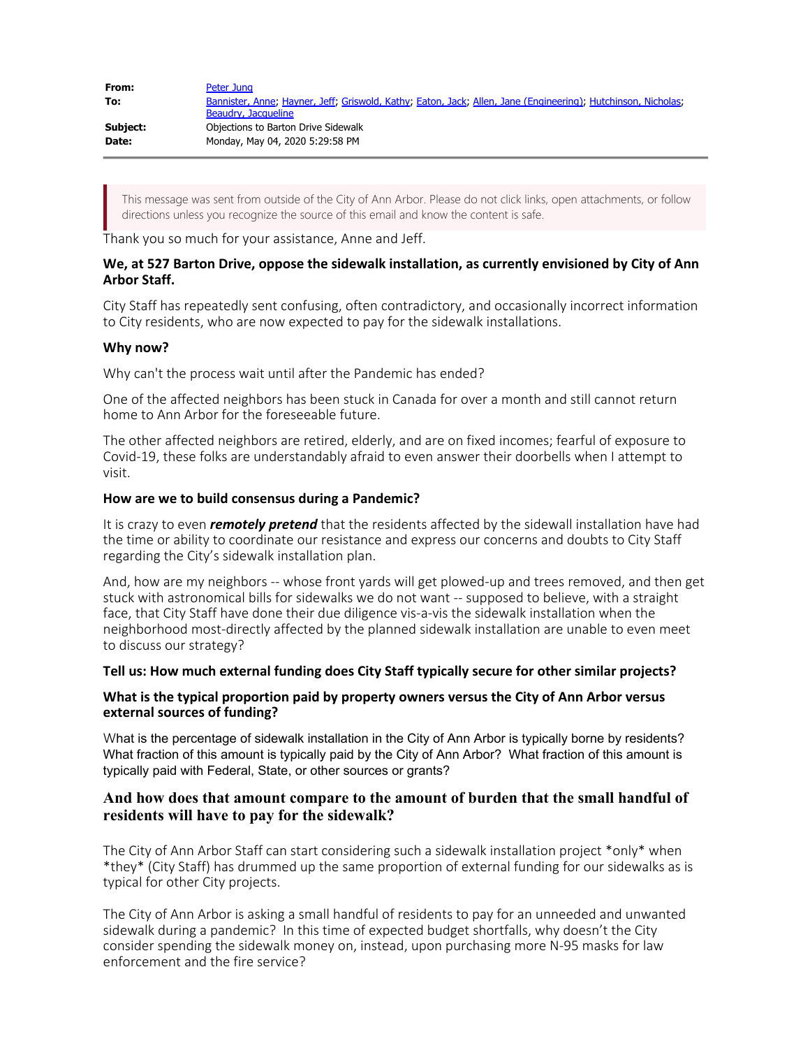| | |
|---|---|
| **From:** | Peter Jung |
| **To:** | Bannister, Anne; Hayner, Jeff; Griswold, Kathy; Eaton, Jack; Allen, Jane (Engineering); Hutchinson, Nicholas; Beaudry, Jacqueline |
| **Subject:** | Objections to Barton Drive Sidewalk |
| **Date:** | Monday, May 04, 2020 5:29:58 PM |

> This message was sent from outside of the City of Ann Arbor. Please do not click links, open attachments, or follow directions unless you recognize the source of this email and know the content is safe.

Thank you so much for your assistance, Anne and Jeff.

**We, at 527 Barton Drive, oppose the sidewalk installation, as currently envisioned by City of Ann Arbor Staff.**

City Staff has repeatedly sent confusing, often contradictory, and occasionally incorrect information to City residents, who are now expected to pay for the sidewalk installations.

**Why now?**

Why can't the process wait until after the Pandemic has ended?

One of the affected neighbors has been stuck in Canada for over a month and still cannot return home to Ann Arbor for the foreseeable future.

The other affected neighbors are retired, elderly, and are on fixed incomes; fearful of exposure to Covid-19, these folks are understandably afraid to even answer their doorbells when I attempt to visit.

**How are we to build consensus during a Pandemic?**

It is crazy to even ***remotely pretend*** that the residents affected by the sidewall installation have had the time or ability to coordinate our resistance and express our concerns and doubts to City Staff regarding the City's sidewalk installation plan.

And, how are my neighbors -- whose front yards will get plowed-up and trees removed, and then get stuck with astronomical bills for sidewalks we do not want -- supposed to believe, with a straight face, that City Staff have done their due diligence vis-a-vis the sidewalk installation when the neighborhood most-directly affected by the planned sidewalk installation are unable to even meet to discuss our strategy?

**Tell us: How much external funding does City Staff typically secure for other similar projects?**

**What is the typical proportion paid by property owners versus the City of Ann Arbor versus external sources of funding?**

What is the percentage of sidewalk installation in the City of Ann Arbor is typically borne by residents? What fraction of this amount is typically paid by the City of Ann Arbor? What fraction of this amount is typically paid with Federal, State, or other sources or grants?

**And how does that amount compare to the amount of burden that the small handful of residents will have to pay for the sidewalk?**

The City of Ann Arbor Staff can start considering such a sidewalk installation project *only* when *they* (City Staff) has drummed up the same proportion of external funding for our sidewalks as is typical for other City projects.

The City of Ann Arbor is asking a small handful of residents to pay for an unneeded and unwanted sidewalk during a pandemic? In this time of expected budget shortfalls, why doesn't the City consider spending the sidewalk money on, instead, upon purchasing more N-95 masks for law enforcement and the fire service?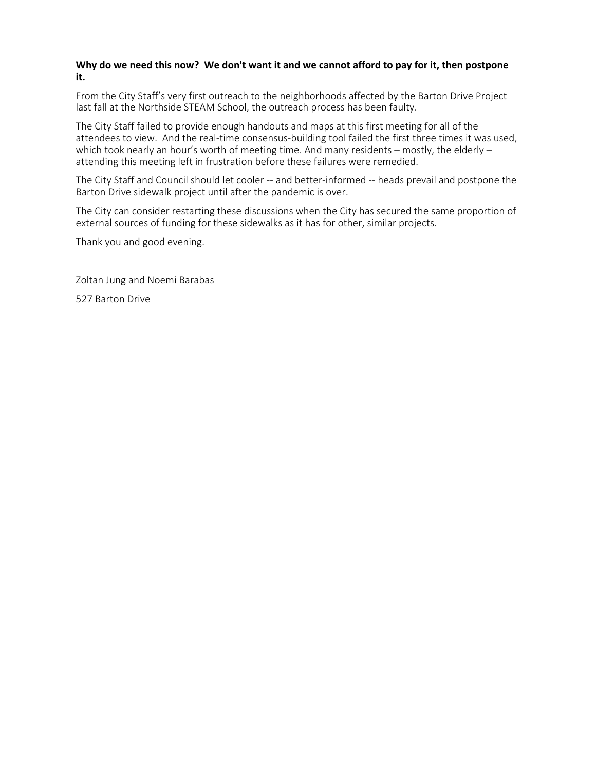**Why do we need this now? We don't want it and we cannot afford to pay for it, then postpone it.**

From the City Staff's very first outreach to the neighborhoods affected by the Barton Drive Project last fall at the Northside STEAM School, the outreach process has been faulty.

The City Staff failed to provide enough handouts and maps at this first meeting for all of the attendees to view. And the real-time consensus-building tool failed the first three times it was used, which took nearly an hour's worth of meeting time. And many residents – mostly, the elderly – attending this meeting left in frustration before these failures were remedied.

The City Staff and Council should let cooler -- and better-informed -- heads prevail and postpone the Barton Drive sidewalk project until after the pandemic is over.

The City can consider restarting these discussions when the City has secured the same proportion of external sources of funding for these sidewalks as it has for other, similar projects.

Thank you and good evening.

Zoltan Jung and Noemi Barabas

527 Barton Drive